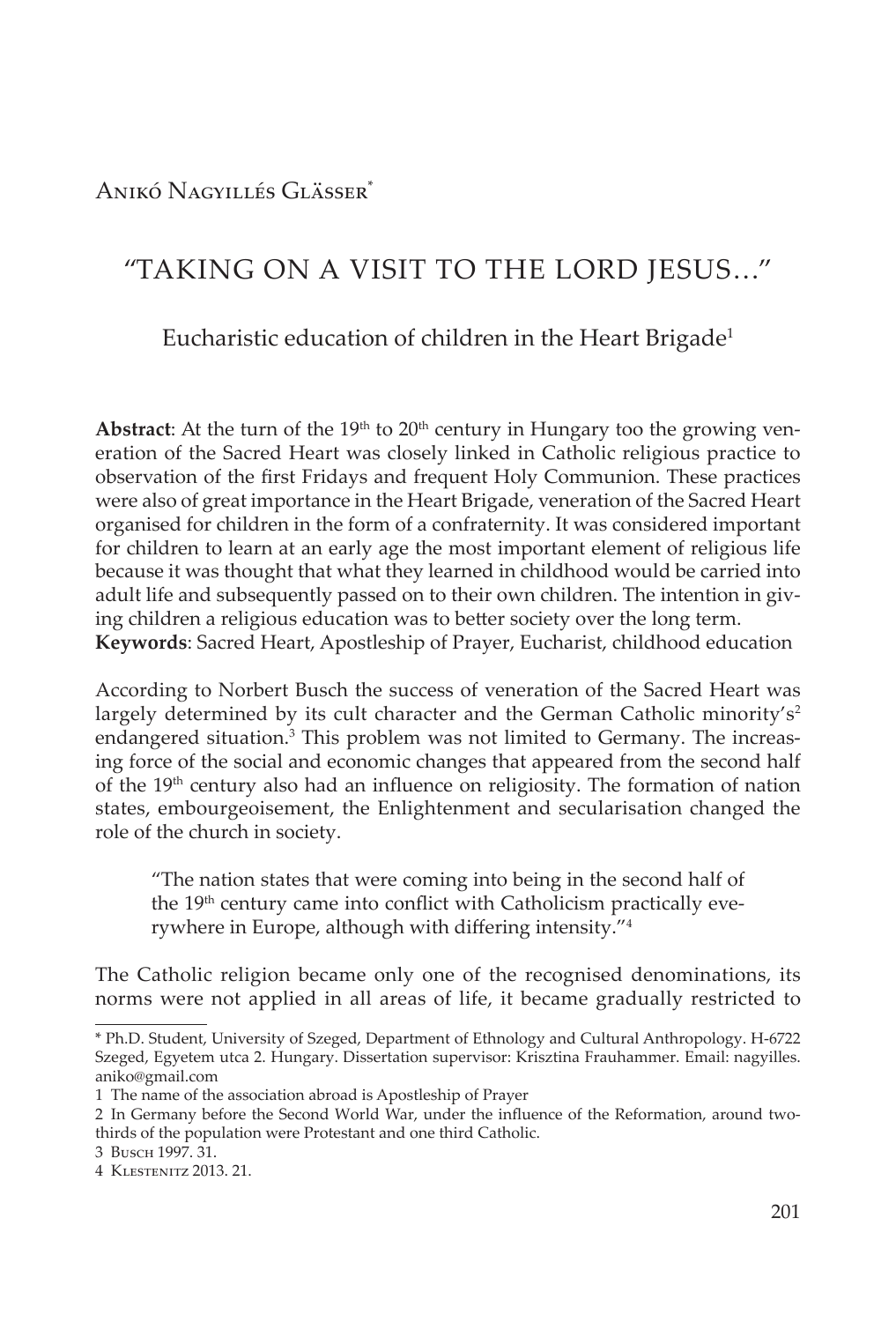Anikó Nagyillés Glässer*

# "TAKING ON A VISIT TO THE LORD JESUS…"

## Eucharistic education of children in the Heart Brigade[1]

**Abstract**: At the turn of the 19th to 20th century in Hungary too the growing veneration of the Sacred Heart was closely linked in Catholic religious practice to observation of the first Fridays and frequent Holy Communion. These practices were also of great importance in the Heart Brigade, veneration of the Sacred Heart organised for children in the form of a confraternity. It was considered important for children to learn at an early age the most important element of religious life because it was thought that what they learned in childhood would be carried into adult life and subsequently passed on to their own children. The intention in giving children a religious education was to better society over the long term.
**Keywords**: Sacred Heart, Apostleship of Prayer, Eucharist, childhood education

According to Norbert Busch the success of veneration of the Sacred Heart was largely determined by its cult character and the German Catholic minority's[2] endangered situation.[3] This problem was not limited to Germany. The increasing force of the social and economic changes that appeared from the second half of the 19th century also had an influence on religiosity. The formation of nation states, embourgeoisement, the Enlightenment and secularisation changed the role of the church in society.

> "The nation states that were coming into being in the second half of the 19th century came into conflict with Catholicism practically everywhere in Europe, although with differing intensity."[4]

The Catholic religion became only one of the recognised denominations, its norms were not applied in all areas of life, it became gradually restricted to

---

\* Ph.D. Student, University of Szeged, Department of Ethnology and Cultural Anthropology. H-6722 Szeged, Egyetem utca 2. Hungary. Dissertation supervisor: Krisztina Frauhammer. Email: nagyilles.aniko@gmail.com

1 The name of the association abroad is Apostleship of Prayer

2 In Germany before the Second World War, under the influence of the Reformation, around two-thirds of the population were Protestant and one third Catholic.

3 Busch 1997. 31.

4 Klestenitz 2013. 21.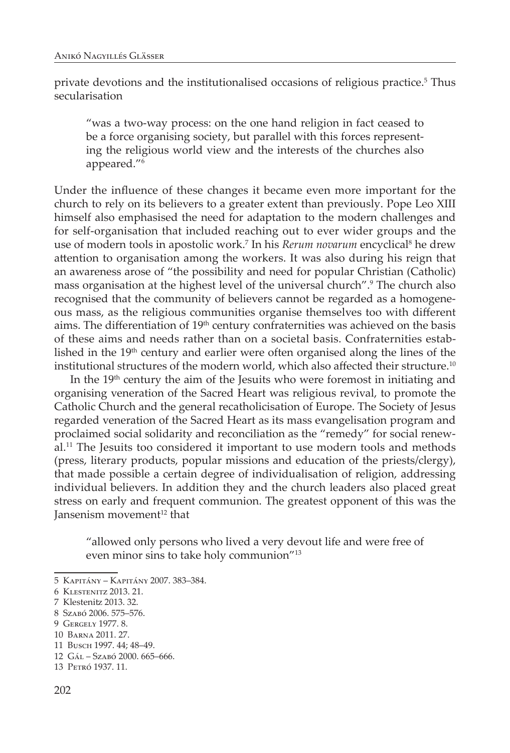private devotions and the institutionalised occasions of religious practice.[5] Thus secularisation

> "was a two-way process: on the one hand religion in fact ceased to be a force organising society, but parallel with this forces representing the religious world view and the interests of the churches also appeared."[6]

Under the influence of these changes it became even more important for the church to rely on its believers to a greater extent than previously. Pope Leo XIII himself also emphasised the need for adaptation to the modern challenges and for self-organisation that included reaching out to ever wider groups and the use of modern tools in apostolic work.[7] In his *Rerum novarum* encyclical[8] he drew attention to organisation among the workers. It was also during his reign that an awareness arose of "the possibility and need for popular Christian (Catholic) mass organisation at the highest level of the universal church".[9] The church also recognised that the community of believers cannot be regarded as a homogeneous mass, as the religious communities organise themselves too with different aims. The differentiation of 19th century confraternities was achieved on the basis of these aims and needs rather than on a societal basis. Confraternities established in the 19th century and earlier were often organised along the lines of the institutional structures of the modern world, which also affected their structure.[10]

In the 19th century the aim of the Jesuits who were foremost in initiating and organising veneration of the Sacred Heart was religious revival, to promote the Catholic Church and the general recatholicisation of Europe. The Society of Jesus regarded veneration of the Sacred Heart as its mass evangelisation program and proclaimed social solidarity and reconciliation as the "remedy" for social renewal.[11] The Jesuits too considered it important to use modern tools and methods (press, literary products, popular missions and education of the priests/clergy), that made possible a certain degree of individualisation of religion, addressing individual believers. In addition they and the church leaders also placed great stress on early and frequent communion. The greatest opponent of this was the Jansenism movement[12] that

> "allowed only persons who lived a very devout life and were free of even minor sins to take holy communion"[13]

---

5 Kapitány – Kapitány 2007. 383–384.

6 Klestenitz 2013. 21.

7 Klestenitz 2013. 32.

8 Szabó 2006. 575–576.

9 Gergely 1977. 8.

10 Barna 2011. 27.

11 Busch 1997. 44; 48–49.

12 Gál – Szabó 2000. 665–666.

13 Petró 1937. 11.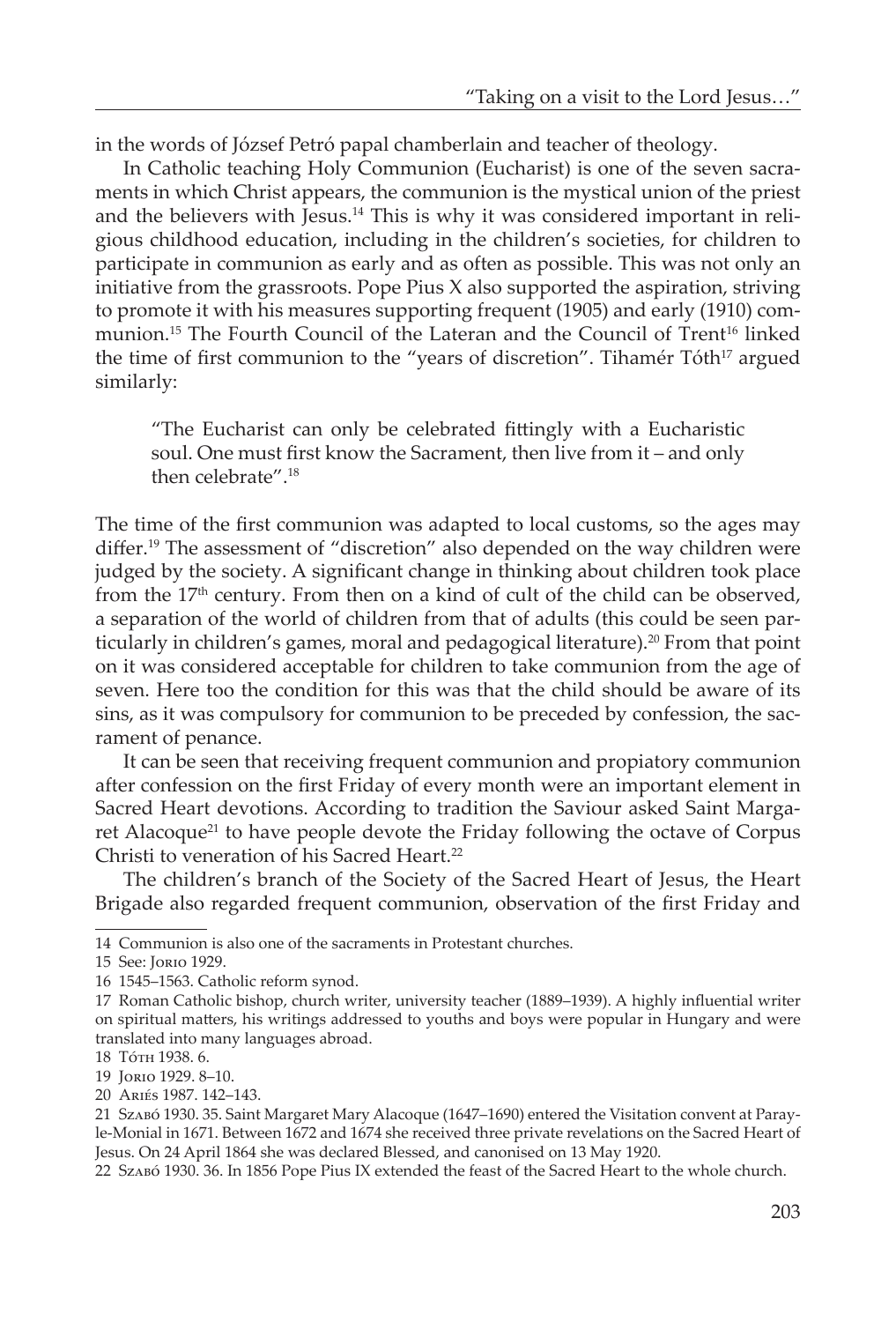in the words of József Petró papal chamberlain and teacher of theology.

In Catholic teaching Holy Communion (Eucharist) is one of the seven sacraments in which Christ appears, the communion is the mystical union of the priest and the believers with Jesus.[14] This is why it was considered important in religious childhood education, including in the children's societies, for children to participate in communion as early and as often as possible. This was not only an initiative from the grassroots. Pope Pius X also supported the aspiration, striving to promote it with his measures supporting frequent (1905) and early (1910) communion.[15] The Fourth Council of the Lateran and the Council of Trent[16] linked the time of first communion to the "years of discretion". Tihamér Tóth[17] argued similarly:

> "The Eucharist can only be celebrated fittingly with a Eucharistic soul. One must first know the Sacrament, then live from it – and only then celebrate".[18]

The time of the first communion was adapted to local customs, so the ages may differ.[19] The assessment of "discretion" also depended on the way children were judged by the society. A significant change in thinking about children took place from the 17th century. From then on a kind of cult of the child can be observed, a separation of the world of children from that of adults (this could be seen particularly in children's games, moral and pedagogical literature).[20] From that point on it was considered acceptable for children to take communion from the age of seven. Here too the condition for this was that the child should be aware of its sins, as it was compulsory for communion to be preceded by confession, the sacrament of penance.

It can be seen that receiving frequent communion and propiatory communion after confession on the first Friday of every month were an important element in Sacred Heart devotions. According to tradition the Saviour asked Saint Margaret Alacoque[21] to have people devote the Friday following the octave of Corpus Christi to veneration of his Sacred Heart.[22]

The children's branch of the Society of the Sacred Heart of Jesus, the Heart Brigade also regarded frequent communion, observation of the first Friday and

---

14 Communion is also one of the sacraments in Protestant churches.

15 See: Jorio 1929.

16 1545–1563. Catholic reform synod.

17 Roman Catholic bishop, church writer, university teacher (1889–1939). A highly influential writer on spiritual matters, his writings addressed to youths and boys were popular in Hungary and were translated into many languages abroad.

18 Tóth 1938. 6.

19 Jorio 1929. 8–10.

20 Ariés 1987. 142–143.

21 Szabó 1930. 35. Saint Margaret Mary Alacoque (1647–1690) entered the Visitation convent at Paray-le-Monial in 1671. Between 1672 and 1674 she received three private revelations on the Sacred Heart of Jesus. On 24 April 1864 she was declared Blessed, and canonised on 13 May 1920.

22 Szabó 1930. 36. In 1856 Pope Pius IX extended the feast of the Sacred Heart to the whole church.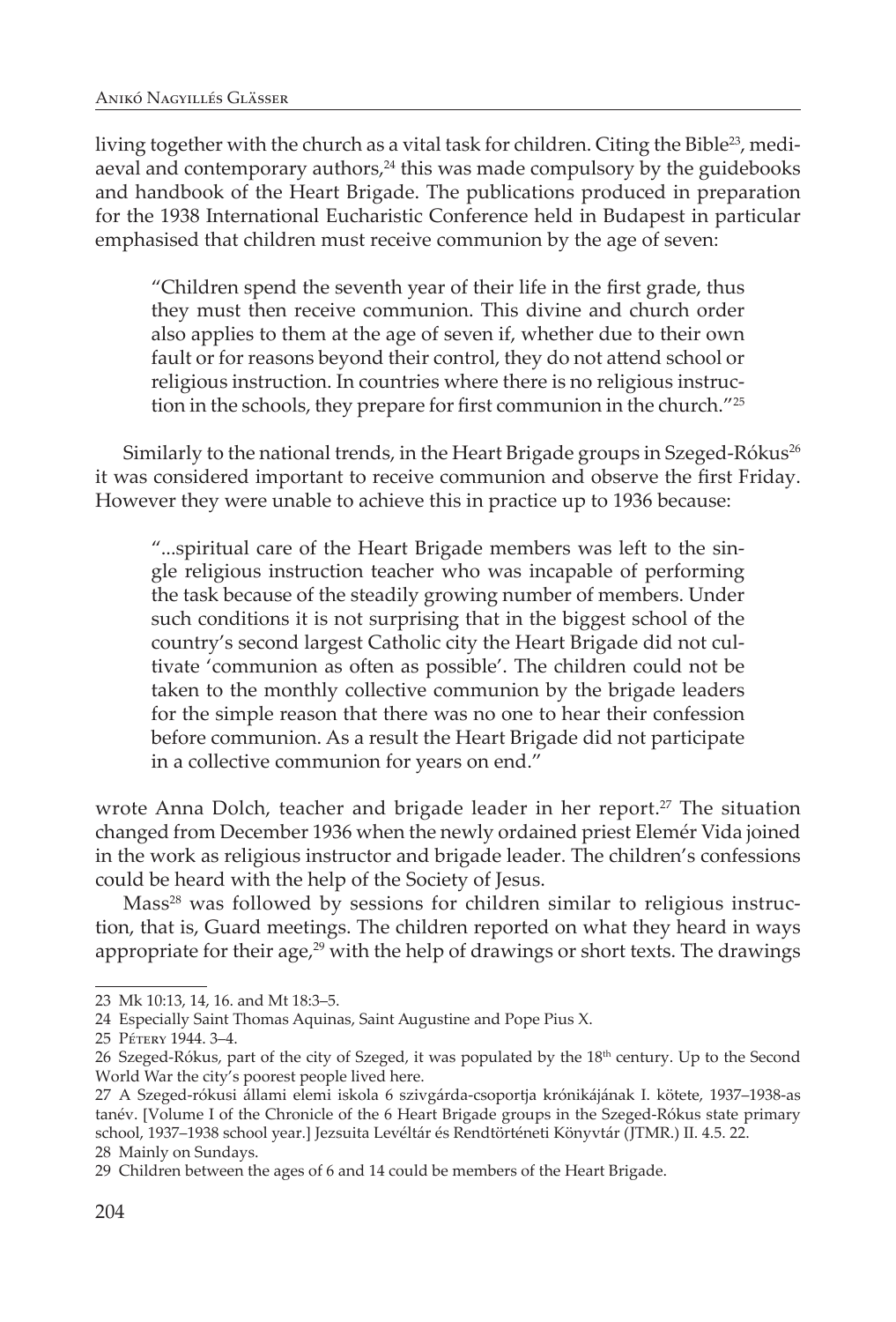living together with the church as a vital task for children. Citing the Bible[23], mediaeval and contemporary authors,[24] this was made compulsory by the guidebooks and handbook of the Heart Brigade. The publications produced in preparation for the 1938 International Eucharistic Conference held in Budapest in particular emphasised that children must receive communion by the age of seven:

> "Children spend the seventh year of their life in the first grade, thus they must then receive communion. This divine and church order also applies to them at the age of seven if, whether due to their own fault or for reasons beyond their control, they do not attend school or religious instruction. In countries where there is no religious instruction in the schools, they prepare for first communion in the church."[25]

Similarly to the national trends, in the Heart Brigade groups in Szeged-Rókus[26] it was considered important to receive communion and observe the first Friday. However they were unable to achieve this in practice up to 1936 because:

> "...spiritual care of the Heart Brigade members was left to the single religious instruction teacher who was incapable of performing the task because of the steadily growing number of members. Under such conditions it is not surprising that in the biggest school of the country's second largest Catholic city the Heart Brigade did not cultivate 'communion as often as possible'. The children could not be taken to the monthly collective communion by the brigade leaders for the simple reason that there was no one to hear their confession before communion. As a result the Heart Brigade did not participate in a collective communion for years on end."

wrote Anna Dolch, teacher and brigade leader in her report.[27] The situation changed from December 1936 when the newly ordained priest Elemér Vida joined in the work as religious instructor and brigade leader. The children's confessions could be heard with the help of the Society of Jesus.

Mass[28] was followed by sessions for children similar to religious instruction, that is, Guard meetings. The children reported on what they heard in ways appropriate for their age,[29] with the help of drawings or short texts. The drawings

---

23 Mk 10:13, 14, 16. and Mt 18:3–5.

24 Especially Saint Thomas Aquinas, Saint Augustine and Pope Pius X.

25 Pétery 1944. 3–4.

26 Szeged-Rókus, part of the city of Szeged, it was populated by the 18th century. Up to the Second World War the city's poorest people lived here.

27 A Szeged-rókusi állami elemi iskola 6 szivgárda-csoportja krónikájának I. kötete, 1937–1938-as tanév. [Volume I of the Chronicle of the 6 Heart Brigade groups in the Szeged-Rókus state primary school, 1937–1938 school year.] Jezsuita Levéltár és Rendtörténeti Könyvtár (JTMR.) II. 4.5. 22.

28 Mainly on Sundays.

29 Children between the ages of 6 and 14 could be members of the Heart Brigade.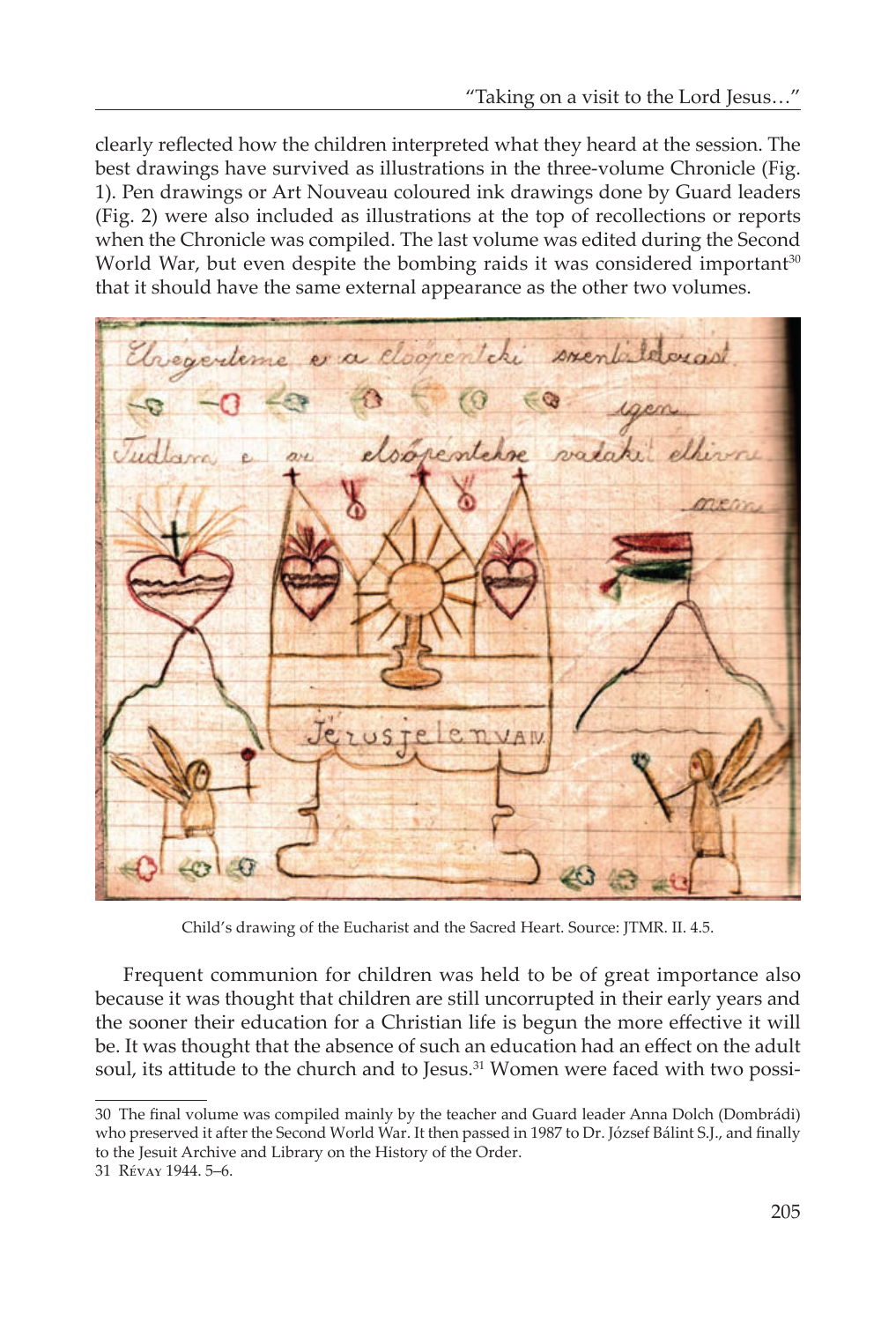clearly reflected how the children interpreted what they heard at the session. The best drawings have survived as illustrations in the three-volume Chronicle (Fig. 1). Pen drawings or Art Nouveau coloured ink drawings done by Guard leaders (Fig. 2) were also included as illustrations at the top of recollections or reports when the Chronicle was compiled. The last volume was edited during the Second World War, but even despite the bombing raids it was considered important[30] that it should have the same external appearance as the other two volumes.

Child's drawing of the Eucharist and the Sacred Heart. Source: JTMR. II. 4.5.

Frequent communion for children was held to be of great importance also because it was thought that children are still uncorrupted in their early years and the sooner their education for a Christian life is begun the more effective it will be. It was thought that the absence of such an education had an effect on the adult soul, its attitude to the church and to Jesus.[31] Women were faced with two possi-

---

30 The final volume was compiled mainly by the teacher and Guard leader Anna Dolch (Dombrádi) who preserved it after the Second World War. It then passed in 1987 to Dr. József Bálint S.J., and finally to the Jesuit Archive and Library on the History of the Order.

31 Révay 1944. 5–6.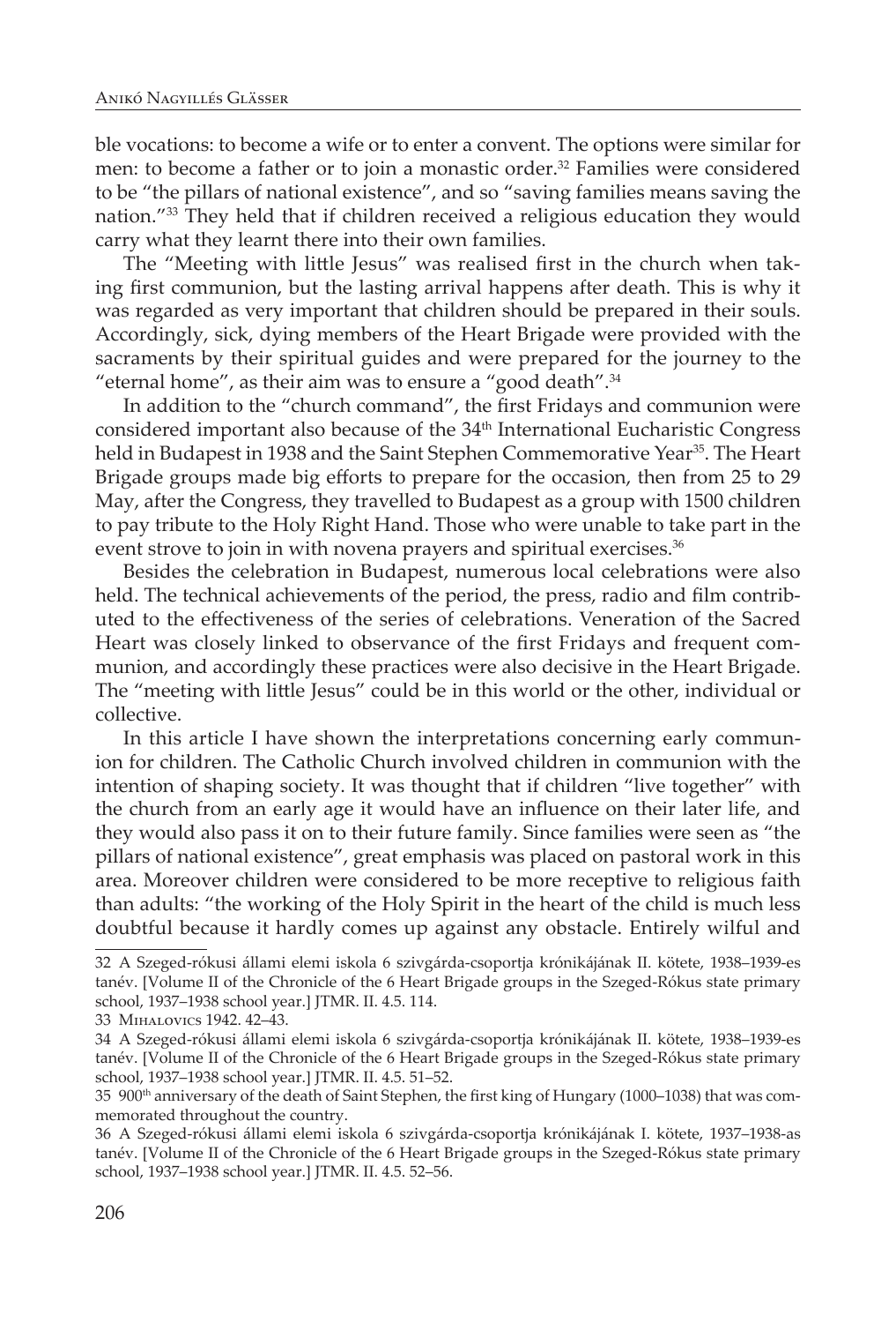ble vocations: to become a wife or to enter a convent. The options were similar for men: to become a father or to join a monastic order.[32] Families were considered to be "the pillars of national existence", and so "saving families means saving the nation."[33] They held that if children received a religious education they would carry what they learnt there into their own families.

The "Meeting with little Jesus" was realised first in the church when taking first communion, but the lasting arrival happens after death. This is why it was regarded as very important that children should be prepared in their souls. Accordingly, sick, dying members of the Heart Brigade were provided with the sacraments by their spiritual guides and were prepared for the journey to the "eternal home", as their aim was to ensure a "good death".[34]

In addition to the "church command", the first Fridays and communion were considered important also because of the 34th International Eucharistic Congress held in Budapest in 1938 and the Saint Stephen Commemorative Year[35]. The Heart Brigade groups made big efforts to prepare for the occasion, then from 25 to 29 May, after the Congress, they travelled to Budapest as a group with 1500 children to pay tribute to the Holy Right Hand. Those who were unable to take part in the event strove to join in with novena prayers and spiritual exercises.[36]

Besides the celebration in Budapest, numerous local celebrations were also held. The technical achievements of the period, the press, radio and film contributed to the effectiveness of the series of celebrations. Veneration of the Sacred Heart was closely linked to observance of the first Fridays and frequent communion, and accordingly these practices were also decisive in the Heart Brigade. The "meeting with little Jesus" could be in this world or the other, individual or collective.

In this article I have shown the interpretations concerning early communion for children. The Catholic Church involved children in communion with the intention of shaping society. It was thought that if children "live together" with the church from an early age it would have an influence on their later life, and they would also pass it on to their future family. Since families were seen as "the pillars of national existence", great emphasis was placed on pastoral work in this area. Moreover children were considered to be more receptive to religious faith than adults: "the working of the Holy Spirit in the heart of the child is much less doubtful because it hardly comes up against any obstacle. Entirely wilful and

---

32 A Szeged-rókusi állami elemi iskola 6 szivgárda-csoportja krónikájának II. kötete, 1938–1939-es tanév. [Volume II of the Chronicle of the 6 Heart Brigade groups in the Szeged-Rókus state primary school, 1937–1938 school year.] JTMR. II. 4.5. 114.

33 Mihalovics 1942. 42–43.

34 A Szeged-rókusi állami elemi iskola 6 szivgárda-csoportja krónikájának II. kötete, 1938–1939-es tanév. [Volume II of the Chronicle of the 6 Heart Brigade groups in the Szeged-Rókus state primary school, 1937–1938 school year.] JTMR. II. 4.5. 51–52.

35 900th anniversary of the death of Saint Stephen, the first king of Hungary (1000–1038) that was commemorated throughout the country.

36 A Szeged-rókusi állami elemi iskola 6 szivgárda-csoportja krónikájának I. kötete, 1937–1938-as tanév. [Volume II of the Chronicle of the 6 Heart Brigade groups in the Szeged-Rókus state primary school, 1937–1938 school year.] JTMR. II. 4.5. 52–56.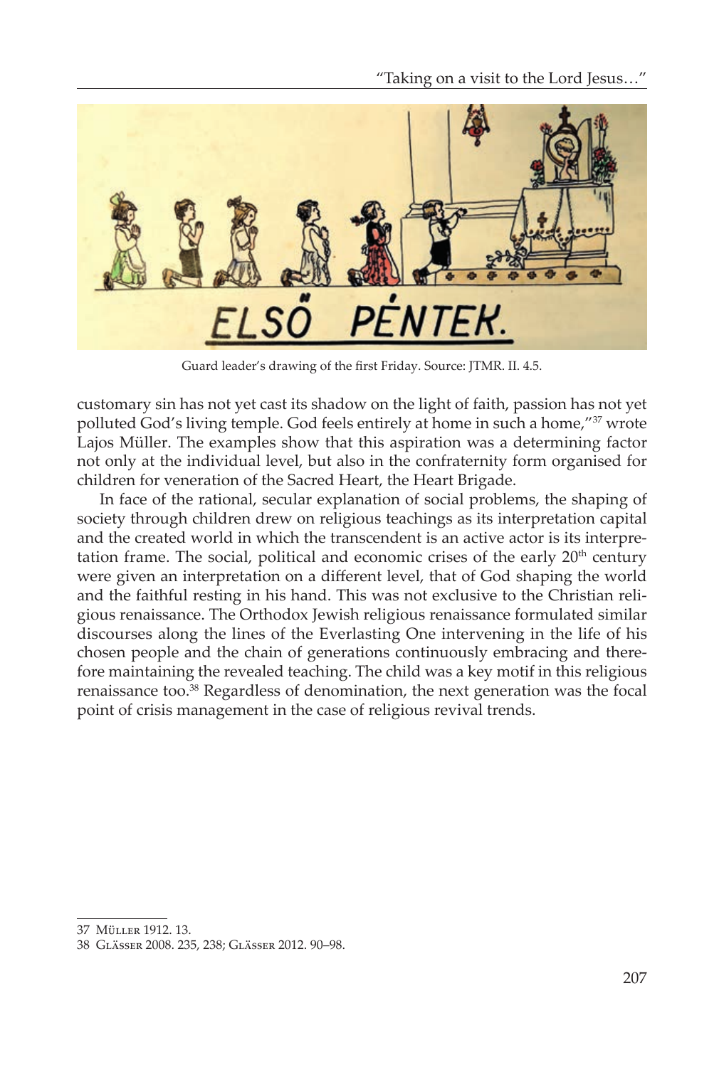Guard leader's drawing of the first Friday. Source: JTMR. II. 4.5.

customary sin has not yet cast its shadow on the light of faith, passion has not yet polluted God's living temple. God feels entirely at home in such a home,"[37] wrote Lajos Müller. The examples show that this aspiration was a determining factor not only at the individual level, but also in the confraternity form organised for children for veneration of the Sacred Heart, the Heart Brigade.

In face of the rational, secular explanation of social problems, the shaping of society through children drew on religious teachings as its interpretation capital and the created world in which the transcendent is an active actor is its interpretation frame. The social, political and economic crises of the early 20th century were given an interpretation on a different level, that of God shaping the world and the faithful resting in his hand. This was not exclusive to the Christian religious renaissance. The Orthodox Jewish religious renaissance formulated similar discourses along the lines of the Everlasting One intervening in the life of his chosen people and the chain of generations continuously embracing and therefore maintaining the revealed teaching. The child was a key motif in this religious renaissance too.[38] Regardless of denomination, the next generation was the focal point of crisis management in the case of religious revival trends.

---

37 Müller 1912. 13.

38 Glässer 2008. 235, 238; Glässer 2012. 90–98.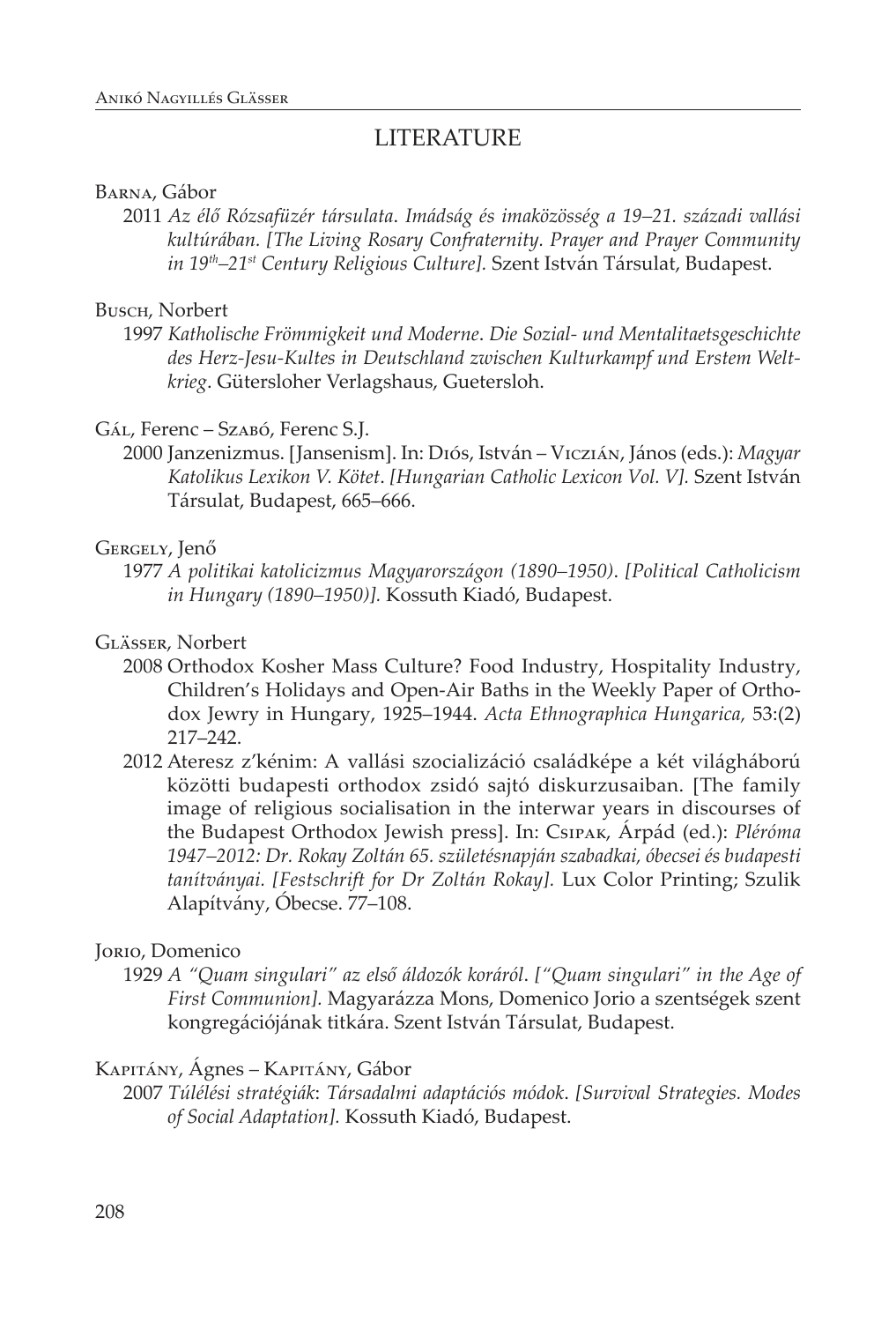## LITERATURE

Barna, Gábor

2011 *Az élő Rózsafüzér társulata. Imádság és imaközösség a 19–21. századi vallási kultúrában. [The Living Rosary Confraternity. Prayer and Prayer Community in 19th–21st Century Religious Culture].* Szent István Társulat, Budapest.

Busch, Norbert

1997 *Katholische Frömmigkeit und Moderne. Die Sozial- und Mentalitaetsgeschichte des Herz-Jesu-Kultes in Deutschland zwischen Kulturkampf und Erstem Weltkrieg.* Gütersloher Verlagshaus, Guetersloh.

Gál, Ferenc – Szabó, Ferenc S.J.

2000 Janzenizmus. [Jansenism]. In: Diós, István – Viczián, János (eds.): *Magyar Katolikus Lexikon V. Kötet. [Hungarian Catholic Lexicon Vol. V].* Szent István Társulat, Budapest, 665–666.

Gergely, Jenő

1977 *A politikai katolicizmus Magyarországon (1890–1950). [Political Catholicism in Hungary (1890–1950)].* Kossuth Kiadó, Budapest.

Glässer, Norbert

2008 Orthodox Kosher Mass Culture? Food Industry, Hospitality Industry, Children's Holidays and Open-Air Baths in the Weekly Paper of Orthodox Jewry in Hungary, 1925–1944. *Acta Ethnographica Hungarica,* 53:(2) 217–242.

2012 Ateresz z'kénim: A vallási szocializáció családképe a két világháború közötti budapesti orthodox zsidó sajtó diskurzusaiban. [The family image of religious socialisation in the interwar years in discourses of the Budapest Orthodox Jewish press]. In: Csipak, Árpád (ed.): *Pléróma 1947–2012: Dr. Rokay Zoltán 65. születésnapján szabadkai, óbecsei és budapesti tanítványai. [Festschrift for Dr Zoltán Rokay].* Lux Color Printing; Szulik Alapítvány, Óbecse. 77–108.

Jorio, Domenico

1929 *A "Quam singulari" az első áldozók koráról. ["Quam singulari" in the Age of First Communion].* Magyarázza Mons, Domenico Jorio a szentségek szent kongregációjának titkára. Szent István Társulat, Budapest.

Kapitány, Ágnes – Kapitány, Gábor

2007 *Túlélési stratégiák: Társadalmi adaptációs módok. [Survival Strategies. Modes of Social Adaptation].* Kossuth Kiadó, Budapest.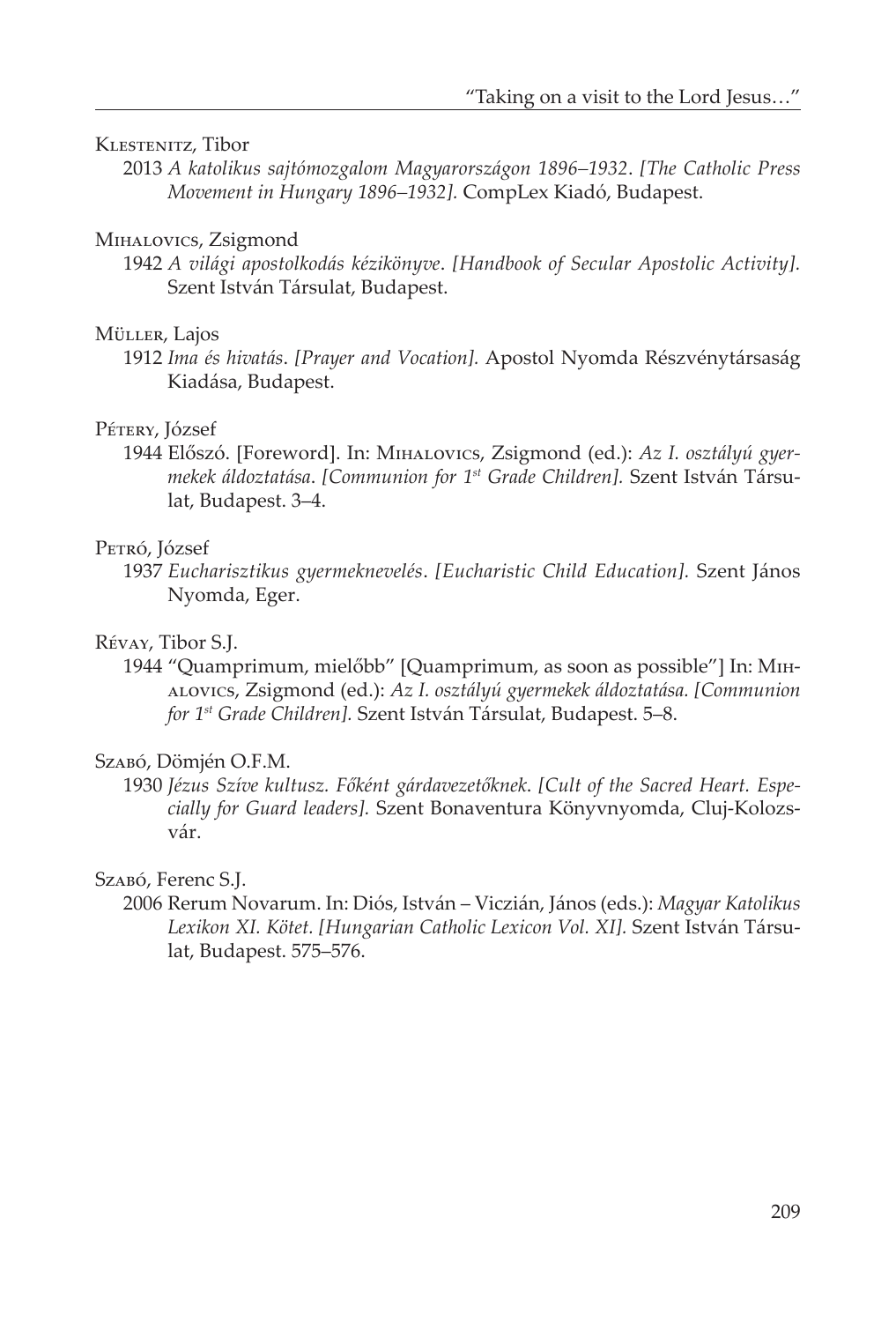Klestenitz, Tibor

2013 *A katolikus sajtómozgalom Magyarországon 1896–1932*. *[The Catholic Press Movement in Hungary 1896–1932].* CompLex Kiadó, Budapest.

Mihalovics, Zsigmond

1942 *A világi apostolkodás kézikönyve*. *[Handbook of Secular Apostolic Activity].* Szent István Társulat, Budapest.

Müller, Lajos

1912 *Ima és hivatás*. *[Prayer and Vocation].* Apostol Nyomda Részvénytársaság Kiadása, Budapest.

Pétery, József

1944 Előszó. [Foreword]. In: Mihalovics, Zsigmond (ed.): *Az I. osztályú gyermekek áldoztatása*. *[Communion for 1st Grade Children].* Szent István Társulat, Budapest. 3–4.

Petró, József

1937 *Eucharisztikus gyermeknevelés*. *[Eucharistic Child Education].* Szent János Nyomda, Eger.

Révay, Tibor S.J.

1944 "Quamprimum, mielőbb" [Quamprimum, as soon as possible"] In: Mihalovics, Zsigmond (ed.): *Az I. osztályú gyermekek áldoztatása. [Communion for 1st Grade Children].* Szent István Társulat, Budapest. 5–8.

Szabó, Dömjén O.F.M.

1930 *Jézus Szíve kultusz. Főként gárdavezetőknek*. *[Cult of the Sacred Heart. Especially for Guard leaders].* Szent Bonaventura Könyvnyomda, Cluj-Kolozsvár.

Szabó, Ferenc S.J.

2006 Rerum Novarum. In: Diós, István – Viczián, János (eds.): *Magyar Katolikus Lexikon XI. Kötet. [Hungarian Catholic Lexicon Vol. XI].* Szent István Társulat, Budapest. 575–576.